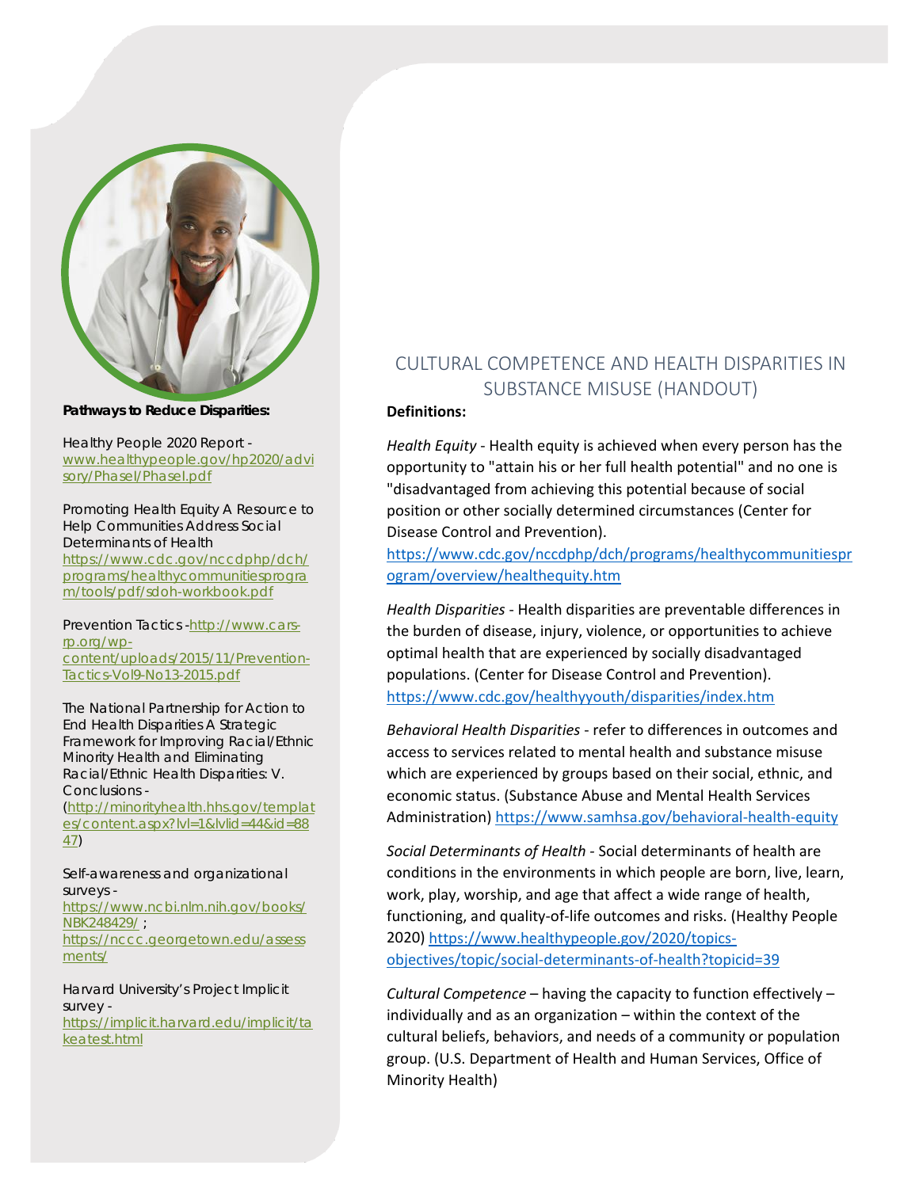# CULTURAL COMPETENCE AND HEALTH DISPARITIES IN SUBSTANCE MISUSE (HANDOUT)

**Definitions:**

*Health Equity* - Health equity is achieved when every person has the opportunity to "attain his or her full health potential" and no one is "disadvantaged from achieving this potential because of social position or other socially determined circumstances (Center for Disease Control and Prevention). https://www.cdc.gov/nccdphp/dch/programs/healthycommunitiesprogram/overview/healthequity.htm

*Health Disparities* - Health disparities are preventable differences in the burden of disease, injury, violence, or opportunities to achieve optimal health that are experienced by socially disadvantaged populations. (Center for Disease Control and Prevention). https://www.cdc.gov/healthyyouth/disparities/index.htm

*Behavioral Health Disparities* - refer to differences in outcomes and access to services related to mental health and substance misuse which are experienced by groups based on their social, ethnic, and economic status. (Substance Abuse and Mental Health Services Administration) https://www.samhsa.gov/behavioral-health-equity

*Social Determinants of Health* - Social determinants of health are conditions in the environments in which people are born, live, learn, work, play, worship, and age that affect a wide range of health, functioning, and quality-of-life outcomes and risks. (Healthy People 2020) https://www.healthypeople.gov/2020/topics-objectives/topic/social-determinants-of-health?topicid=39

*Cultural Competence* – having the capacity to function effectively – individually and as an organization – within the context of the cultural beliefs, behaviors, and needs of a community or population group. (U.S. Department of Health and Human Services, Office of Minority Health)

**Pathways to Reduce Disparities:**

Healthy People 2020 Report - www.healthypeople.gov/hp2020/advisory/PhaseI/PhaseI.pdf

Promoting Health Equity A Resource to Help Communities Address Social Determinants of Health https://www.cdc.gov/nccdphp/dch/programs/healthycommunitiesprogram/tools/pdf/sdoh-workbook.pdf

Prevention Tactics - http://www.cars-rp.org/wp-content/uploads/2015/11/Prevention-Tactics-Vol9-No13-2015.pdf

The National Partnership for Action to End Health Disparities A Strategic Framework for Improving Racial/Ethnic Minority Health and Eliminating Racial/Ethnic Health Disparities: V. Conclusions - (http://minorityhealth.hhs.gov/templates/content.aspx?lvl=1&lvlid=44&id=8847)

Self-awareness and organizational surveys - https://www.ncbi.nlm.nih.gov/books/NBK248429/ ; https://nccc.georgetown.edu/assessments/

Harvard University's Project Implicit survey - https://implicit.harvard.edu/implicit/takeatest.html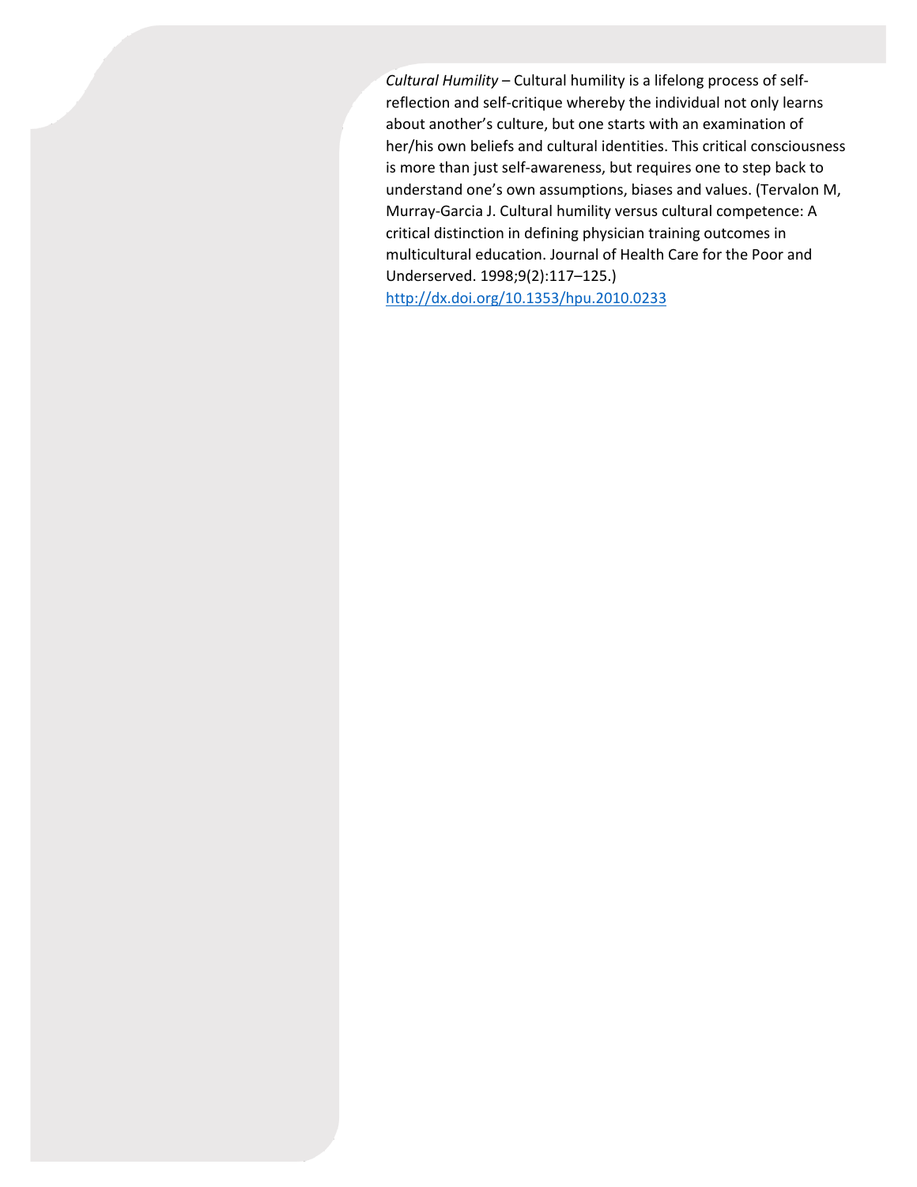*Cultural Humility* – Cultural humility is a lifelong process of self-reflection and self-critique whereby the individual not only learns about another's culture, but one starts with an examination of her/his own beliefs and cultural identities. This critical consciousness is more than just self-awareness, but requires one to step back to understand one's own assumptions, biases and values. (Tervalon M, Murray-Garcia J. Cultural humility versus cultural competence: A critical distinction in defining physician training outcomes in multicultural education. Journal of Health Care for the Poor and Underserved. 1998;9(2):117–125.) http://dx.doi.org/10.1353/hpu.2010.0233